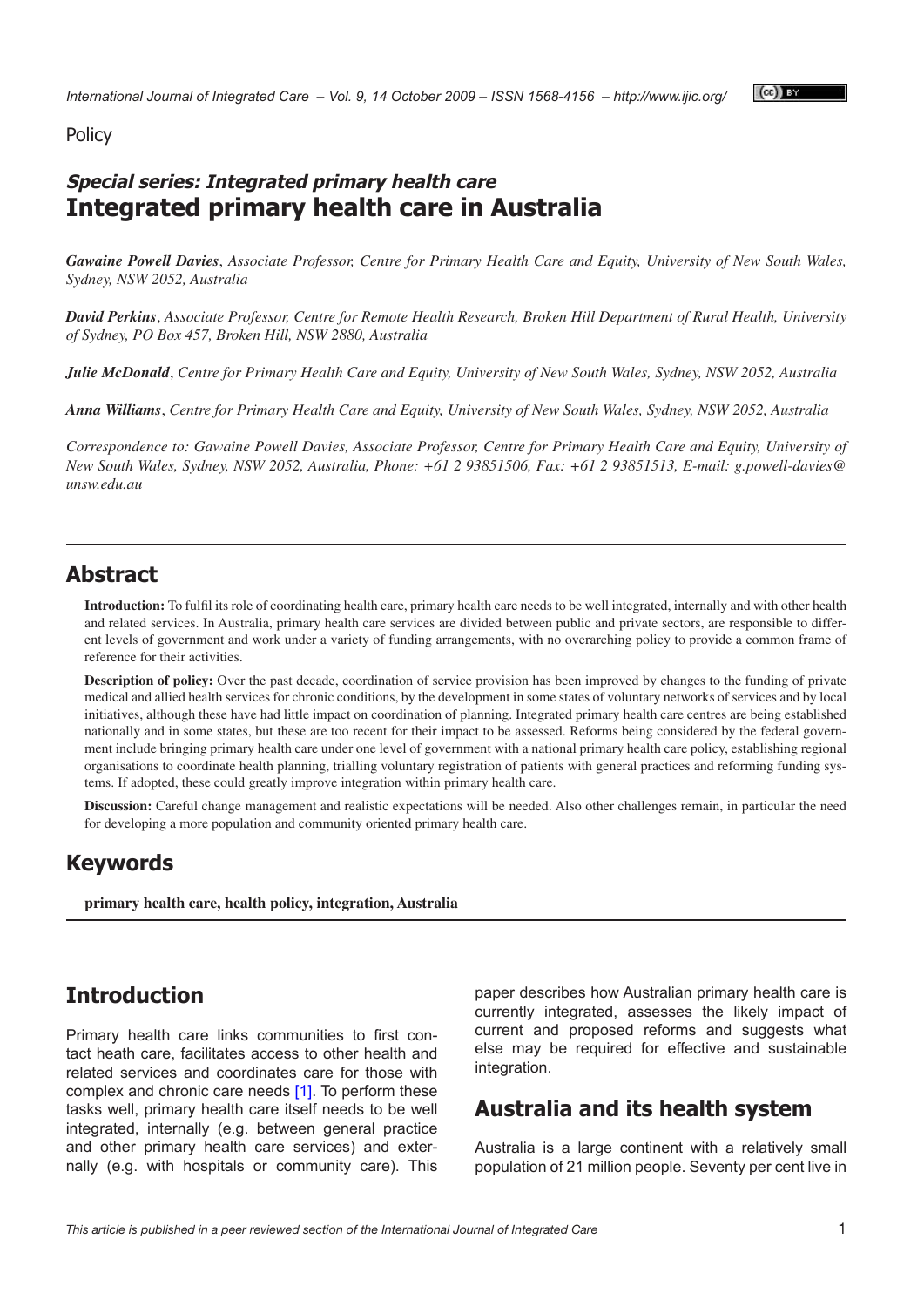Policy

## *Special series: Integrated primary health care*

# Integrated primary health care in Australia

***Gawaine Powell Davies**, Associate Professor, Centre for Primary Health Care and Equity, University of New South Wales, Sydney, NSW 2052, Australia*

***David Perkins**, Associate Professor, Centre for Remote Health Research, Broken Hill Department of Rural Health, University of Sydney, PO Box 457, Broken Hill, NSW 2880, Australia*

***Julie McDonald**, Centre for Primary Health Care and Equity, University of New South Wales, Sydney, NSW 2052, Australia*

***Anna Williams**, Centre for Primary Health Care and Equity, University of New South Wales, Sydney, NSW 2052, Australia*

*Correspondence to: Gawaine Powell Davies, Associate Professor, Centre for Primary Health Care and Equity, University of New South Wales, Sydney, NSW 2052, Australia, Phone: +61 2 93851506, Fax: +61 2 93851513, E-mail: g.powell-davies@unsw.edu.au*

## Abstract

**Introduction:** To fulfil its role of coordinating health care, primary health care needs to be well integrated, internally and with other health and related services. In Australia, primary health care services are divided between public and private sectors, are responsible to different levels of government and work under a variety of funding arrangements, with no overarching policy to provide a common frame of reference for their activities.

**Description of policy:** Over the past decade, coordination of service provision has been improved by changes to the funding of private medical and allied health services for chronic conditions, by the development in some states of voluntary networks of services and by local initiatives, although these have had little impact on coordination of planning. Integrated primary health care centres are being established nationally and in some states, but these are too recent for their impact to be assessed. Reforms being considered by the federal government include bringing primary health care under one level of government with a national primary health care policy, establishing regional organisations to coordinate health planning, trialling voluntary registration of patients with general practices and reforming funding systems. If adopted, these could greatly improve integration within primary health care.

**Discussion:** Careful change management and realistic expectations will be needed. Also other challenges remain, in particular the need for developing a more population and community oriented primary health care.

## Keywords

**primary health care, health policy, integration, Australia**

## Introduction

Primary health care links communities to first contact heath care, facilitates access to other health and related services and coordinates care for those with complex and chronic care needs [1]. To perform these tasks well, primary health care itself needs to be well integrated, internally (e.g. between general practice and other primary health care services) and externally (e.g. with hospitals or community care). This paper describes how Australian primary health care is currently integrated, assesses the likely impact of current and proposed reforms and suggests what else may be required for effective and sustainable integration.

## Australia and its health system

Australia is a large continent with a relatively small population of 21 million people. Seventy per cent live in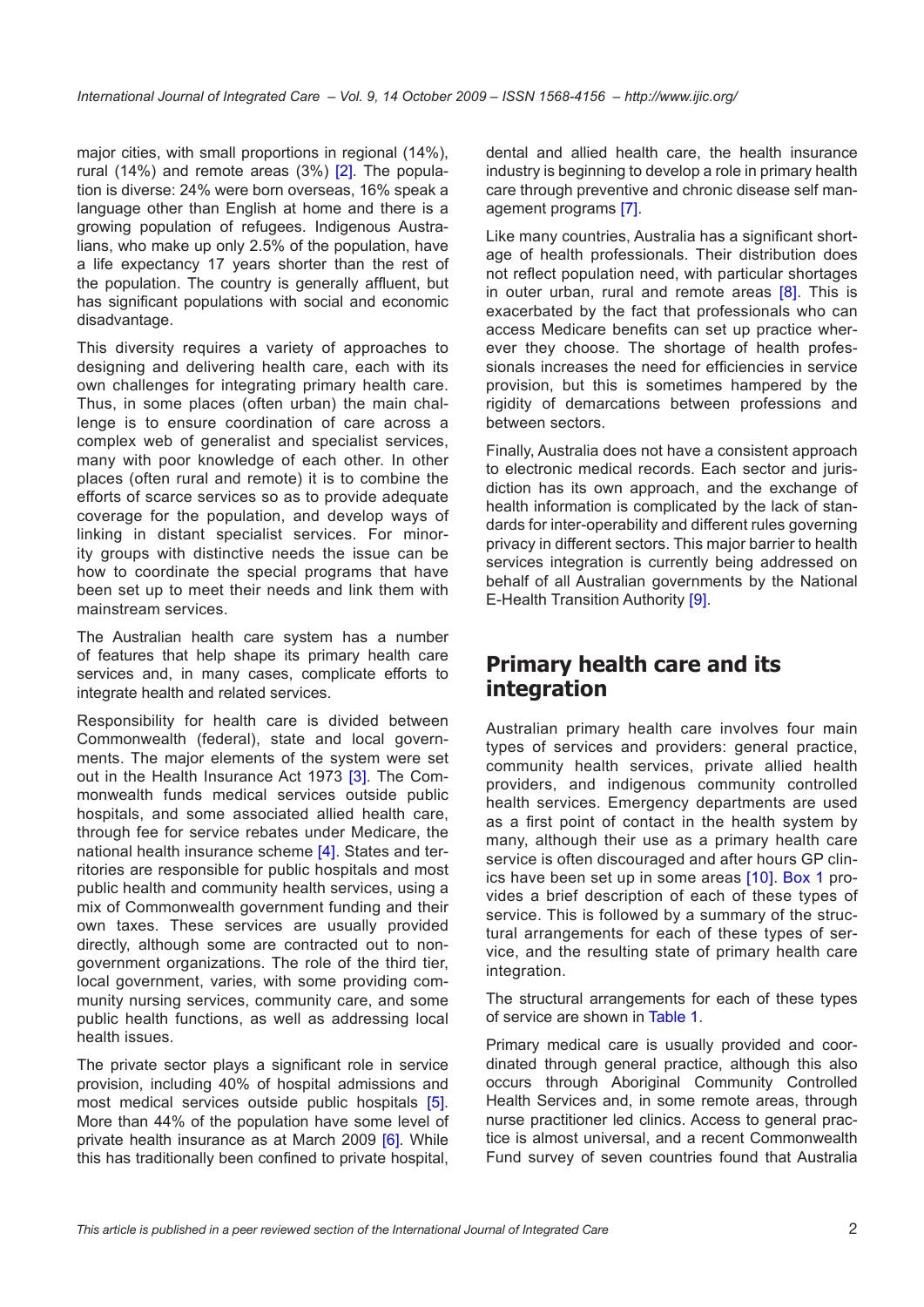major cities, with small proportions in regional (14%), rural (14%) and remote areas (3%) [2]. The population is diverse: 24% were born overseas, 16% speak a language other than English at home and there is a growing population of refugees. Indigenous Australians, who make up only 2.5% of the population, have a life expectancy 17 years shorter than the rest of the population. The country is generally affluent, but has significant populations with social and economic disadvantage.

This diversity requires a variety of approaches to designing and delivering health care, each with its own challenges for integrating primary health care. Thus, in some places (often urban) the main challenge is to ensure coordination of care across a complex web of generalist and specialist services, many with poor knowledge of each other. In other places (often rural and remote) it is to combine the efforts of scarce services so as to provide adequate coverage for the population, and develop ways of linking in distant specialist services. For minority groups with distinctive needs the issue can be how to coordinate the special programs that have been set up to meet their needs and link them with mainstream services.

The Australian health care system has a number of features that help shape its primary health care services and, in many cases, complicate efforts to integrate health and related services.

Responsibility for health care is divided between Commonwealth (federal), state and local governments. The major elements of the system were set out in the Health Insurance Act 1973 [3]. The Commonwealth funds medical services outside public hospitals, and some associated allied health care, through fee for service rebates under Medicare, the national health insurance scheme [4]. States and territories are responsible for public hospitals and most public health and community health services, using a mix of Commonwealth government funding and their own taxes. These services are usually provided directly, although some are contracted out to non-government organizations. The role of the third tier, local government, varies, with some providing community nursing services, community care, and some public health functions, as well as addressing local health issues.

The private sector plays a significant role in service provision, including 40% of hospital admissions and most medical services outside public hospitals [5]. More than 44% of the population have some level of private health insurance as at March 2009 [6]. While this has traditionally been confined to private hospital, dental and allied health care, the health insurance industry is beginning to develop a role in primary health care through preventive and chronic disease self management programs [7].

Like many countries, Australia has a significant shortage of health professionals. Their distribution does not reflect population need, with particular shortages in outer urban, rural and remote areas [8]. This is exacerbated by the fact that professionals who can access Medicare benefits can set up practice wherever they choose. The shortage of health professionals increases the need for efficiencies in service provision, but this is sometimes hampered by the rigidity of demarcations between professions and between sectors.

Finally, Australia does not have a consistent approach to electronic medical records. Each sector and jurisdiction has its own approach, and the exchange of health information is complicated by the lack of standards for inter-operability and different rules governing privacy in different sectors. This major barrier to health services integration is currently being addressed on behalf of all Australian governments by the National E-Health Transition Authority [9].

## Primary health care and its integration

Australian primary health care involves four main types of services and providers: general practice, community health services, private allied health providers, and indigenous community controlled health services. Emergency departments are used as a first point of contact in the health system by many, although their use as a primary health care service is often discouraged and after hours GP clinics have been set up in some areas [10]. Box 1 provides a brief description of each of these types of service. This is followed by a summary of the structural arrangements for each of these types of service, and the resulting state of primary health care integration.

The structural arrangements for each of these types of service are shown in Table 1.

Primary medical care is usually provided and coordinated through general practice, although this also occurs through Aboriginal Community Controlled Health Services and, in some remote areas, through nurse practitioner led clinics. Access to general practice is almost universal, and a recent Commonwealth Fund survey of seven countries found that Australia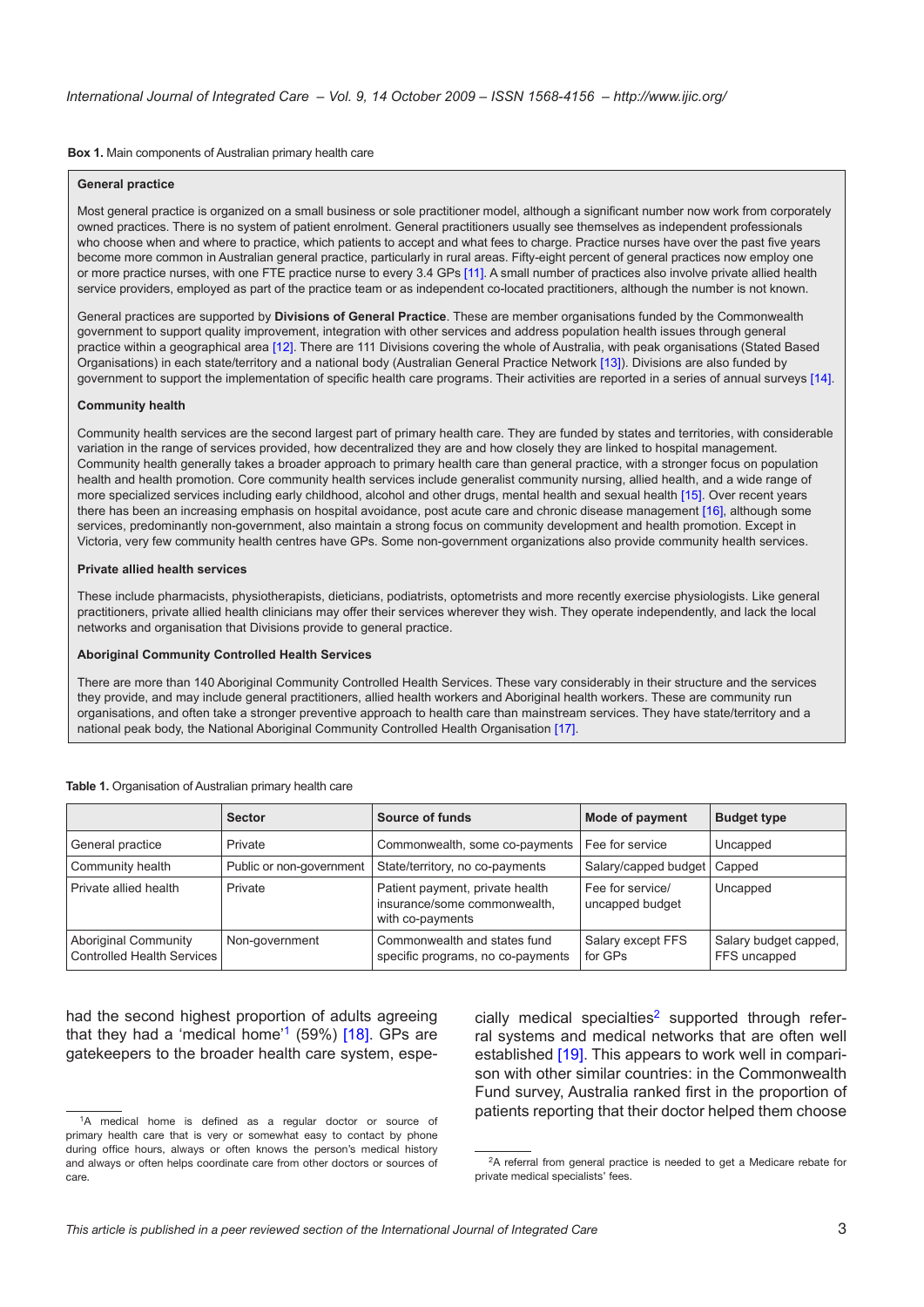**Box 1.** Main components of Australian primary health care

**General practice**

Most general practice is organized on a small business or sole practitioner model, although a significant number now work from corporately owned practices. There is no system of patient enrolment. General practitioners usually see themselves as independent professionals who choose when and where to practice, which patients to accept and what fees to charge. Practice nurses have over the past five years become more common in Australian general practice, particularly in rural areas. Fifty-eight percent of general practices now employ one or more practice nurses, with one FTE practice nurse to every 3.4 GPs [11]. A small number of practices also involve private allied health service providers, employed as part of the practice team or as independent co-located practitioners, although the number is not known.

General practices are supported by **Divisions of General Practice**. These are member organisations funded by the Commonwealth government to support quality improvement, integration with other services and address population health issues through general practice within a geographical area [12]. There are 111 Divisions covering the whole of Australia, with peak organisations (Stated Based Organisations) in each state/territory and a national body (Australian General Practice Network [13]). Divisions are also funded by government to support the implementation of specific health care programs. Their activities are reported in a series of annual surveys [14].

**Community health**

Community health services are the second largest part of primary health care. They are funded by states and territories, with considerable variation in the range of services provided, how decentralized they are and how closely they are linked to hospital management. Community health generally takes a broader approach to primary health care than general practice, with a stronger focus on population health and health promotion. Core community health services include generalist community nursing, allied health, and a wide range of more specialized services including early childhood, alcohol and other drugs, mental health and sexual health [15]. Over recent years there has been an increasing emphasis on hospital avoidance, post acute care and chronic disease management [16], although some services, predominantly non-government, also maintain a strong focus on community development and health promotion. Except in Victoria, very few community health centres have GPs. Some non-government organizations also provide community health services.

**Private allied health services**

These include pharmacists, physiotherapists, dieticians, podiatrists, optometrists and more recently exercise physiologists. Like general practitioners, private allied health clinicians may offer their services wherever they wish. They operate independently, and lack the local networks and organisation that Divisions provide to general practice.

**Aboriginal Community Controlled Health Services**

There are more than 140 Aboriginal Community Controlled Health Services. These vary considerably in their structure and the services they provide, and may include general practitioners, allied health workers and Aboriginal health workers. These are community run organisations, and often take a stronger preventive approach to health care than mainstream services. They have state/territory and a national peak body, the National Aboriginal Community Controlled Health Organisation [17].

**Table 1.** Organisation of Australian primary health care

| | Sector | Source of funds | Mode of payment | Budget type |
|---|---|---|---|---|
| General practice | Private | Commonwealth, some co-payments | Fee for service | Uncapped |
| Community health | Public or non-government | State/territory, no co-payments | Salary/capped budget | Capped |
| Private allied health | Private | Patient payment, private health insurance/some commonwealth, with co-payments | Fee for service/ uncapped budget | Uncapped |
| Aboriginal Community Controlled Health Services | Non-government | Commonwealth and states fund specific programs, no co-payments | Salary except FFS for GPs | Salary budget capped, FFS uncapped |

had the second highest proportion of adults agreeing that they had a 'medical home'[1] (59%) [18]. GPs are gatekeepers to the broader health care system, especially medical specialties[2] supported through referral systems and medical networks that are often well established [19]. This appears to work well in comparison with other similar countries: in the Commonwealth Fund survey, Australia ranked first in the proportion of patients reporting that their doctor helped them choose

[1] A medical home is defined as a regular doctor or source of primary health care that is very or somewhat easy to contact by phone during office hours, always or often knows the person's medical history and always or often helps coordinate care from other doctors or sources of care.

[2] A referral from general practice is needed to get a Medicare rebate for private medical specialists' fees.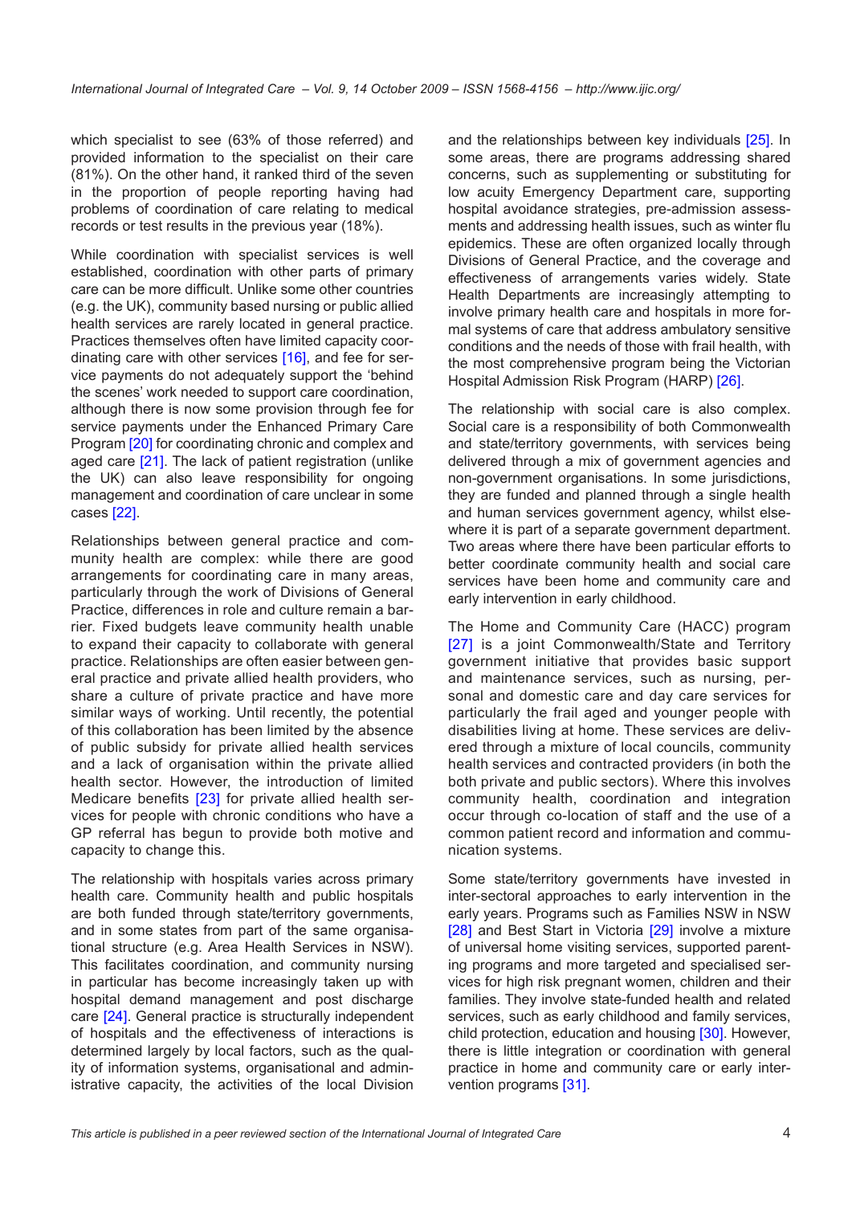which specialist to see (63% of those referred) and provided information to the specialist on their care (81%). On the other hand, it ranked third of the seven in the proportion of people reporting having had problems of coordination of care relating to medical records or test results in the previous year (18%).

While coordination with specialist services is well established, coordination with other parts of primary care can be more difficult. Unlike some other countries (e.g. the UK), community based nursing or public allied health services are rarely located in general practice. Practices themselves often have limited capacity coordinating care with other services [16], and fee for service payments do not adequately support the 'behind the scenes' work needed to support care coordination, although there is now some provision through fee for service payments under the Enhanced Primary Care Program [20] for coordinating chronic and complex and aged care [21]. The lack of patient registration (unlike the UK) can also leave responsibility for ongoing management and coordination of care unclear in some cases [22].

Relationships between general practice and community health are complex: while there are good arrangements for coordinating care in many areas, particularly through the work of Divisions of General Practice, differences in role and culture remain a barrier. Fixed budgets leave community health unable to expand their capacity to collaborate with general practice. Relationships are often easier between general practice and private allied health providers, who share a culture of private practice and have more similar ways of working. Until recently, the potential of this collaboration has been limited by the absence of public subsidy for private allied health services and a lack of organisation within the private allied health sector. However, the introduction of limited Medicare benefits [23] for private allied health services for people with chronic conditions who have a GP referral has begun to provide both motive and capacity to change this.

The relationship with hospitals varies across primary health care. Community health and public hospitals are both funded through state/territory governments, and in some states from part of the same organisational structure (e.g. Area Health Services in NSW). This facilitates coordination, and community nursing in particular has become increasingly taken up with hospital demand management and post discharge care [24]. General practice is structurally independent of hospitals and the effectiveness of interactions is determined largely by local factors, such as the quality of information systems, organisational and administrative capacity, the activities of the local Division and the relationships between key individuals [25]. In some areas, there are programs addressing shared concerns, such as supplementing or substituting for low acuity Emergency Department care, supporting hospital avoidance strategies, pre-admission assessments and addressing health issues, such as winter flu epidemics. These are often organized locally through Divisions of General Practice, and the coverage and effectiveness of arrangements varies widely. State Health Departments are increasingly attempting to involve primary health care and hospitals in more formal systems of care that address ambulatory sensitive conditions and the needs of those with frail health, with the most comprehensive program being the Victorian Hospital Admission Risk Program (HARP) [26].

The relationship with social care is also complex. Social care is a responsibility of both Commonwealth and state/territory governments, with services being delivered through a mix of government agencies and non-government organisations. In some jurisdictions, they are funded and planned through a single health and human services government agency, whilst elsewhere it is part of a separate government department. Two areas where there have been particular efforts to better coordinate community health and social care services have been home and community care and early intervention in early childhood.

The Home and Community Care (HACC) program [27] is a joint Commonwealth/State and Territory government initiative that provides basic support and maintenance services, such as nursing, personal and domestic care and day care services for particularly the frail aged and younger people with disabilities living at home. These services are delivered through a mixture of local councils, community health services and contracted providers (in both the both private and public sectors). Where this involves community health, coordination and integration occur through co-location of staff and the use of a common patient record and information and communication systems.

Some state/territory governments have invested in inter-sectoral approaches to early intervention in the early years. Programs such as Families NSW in NSW [28] and Best Start in Victoria [29] involve a mixture of universal home visiting services, supported parenting programs and more targeted and specialised services for high risk pregnant women, children and their families. They involve state-funded health and related services, such as early childhood and family services, child protection, education and housing [30]. However, there is little integration or coordination with general practice in home and community care or early intervention programs [31].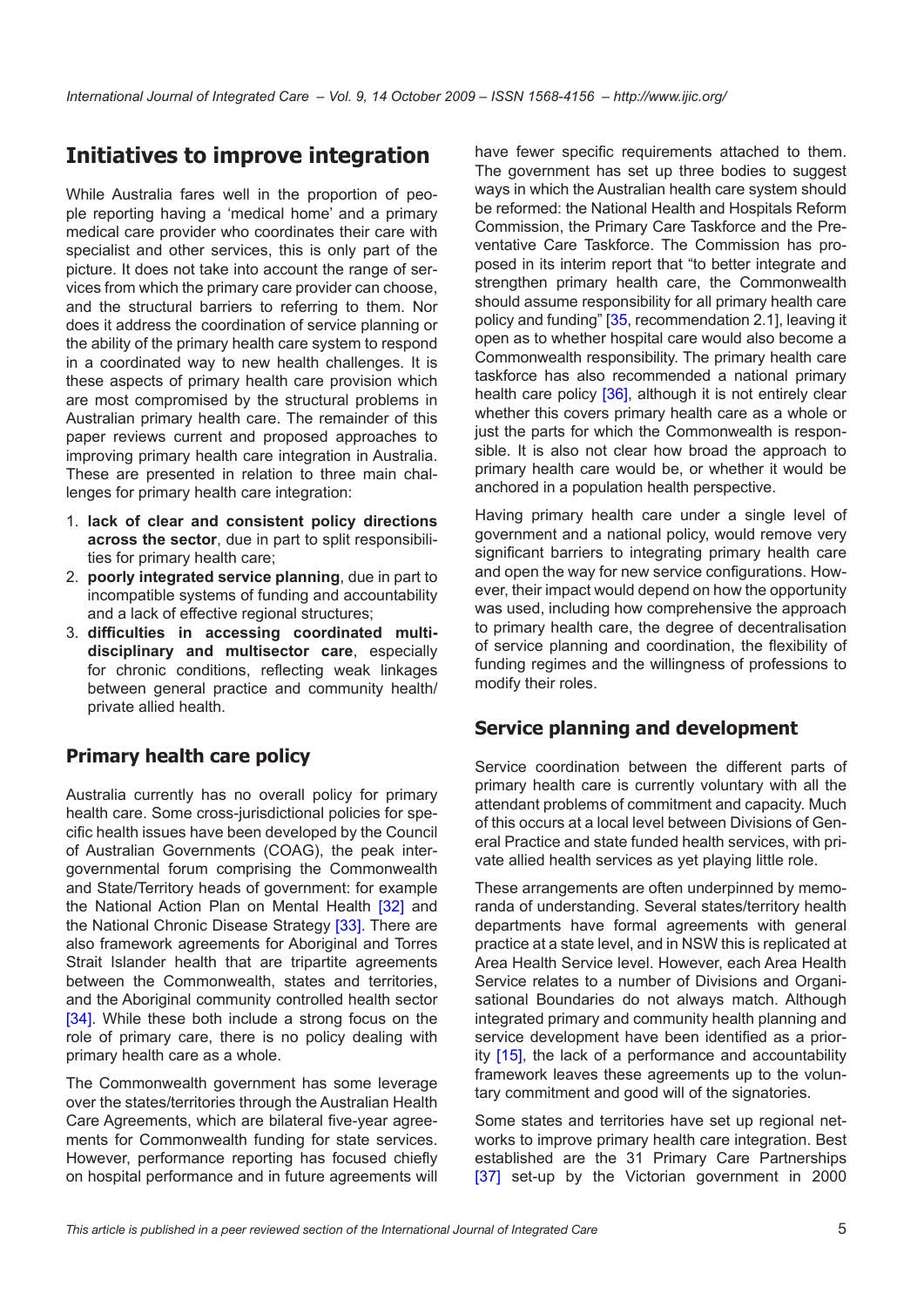## Initiatives to improve integration

While Australia fares well in the proportion of people reporting having a 'medical home' and a primary medical care provider who coordinates their care with specialist and other services, this is only part of the picture. It does not take into account the range of services from which the primary care provider can choose, and the structural barriers to referring to them. Nor does it address the coordination of service planning or the ability of the primary health care system to respond in a coordinated way to new health challenges. It is these aspects of primary health care provision which are most compromised by the structural problems in Australian primary health care. The remainder of this paper reviews current and proposed approaches to improving primary health care integration in Australia. These are presented in relation to three main challenges for primary health care integration:

1. **lack of clear and consistent policy directions across the sector**, due in part to split responsibilities for primary health care;
2. **poorly integrated service planning**, due in part to incompatible systems of funding and accountability and a lack of effective regional structures;
3. **difficulties in accessing coordinated multidisciplinary and multisector care**, especially for chronic conditions, reflecting weak linkages between general practice and community health/private allied health.

### Primary health care policy

Australia currently has no overall policy for primary health care. Some cross-jurisdictional policies for specific health issues have been developed by the Council of Australian Governments (COAG), the peak intergovernmental forum comprising the Commonwealth and State/Territory heads of government: for example the National Action Plan on Mental Health [32] and the National Chronic Disease Strategy [33]. There are also framework agreements for Aboriginal and Torres Strait Islander health that are tripartite agreements between the Commonwealth, states and territories, and the Aboriginal community controlled health sector [34]. While these both include a strong focus on the role of primary care, there is no policy dealing with primary health care as a whole.

The Commonwealth government has some leverage over the states/territories through the Australian Health Care Agreements, which are bilateral five-year agreements for Commonwealth funding for state services. However, performance reporting has focused chiefly on hospital performance and in future agreements will have fewer specific requirements attached to them. The government has set up three bodies to suggest ways in which the Australian health care system should be reformed: the National Health and Hospitals Reform Commission, the Primary Care Taskforce and the Preventative Care Taskforce. The Commission has proposed in its interim report that "to better integrate and strengthen primary health care, the Commonwealth should assume responsibility for all primary health care policy and funding" [35, recommendation 2.1], leaving it open as to whether hospital care would also become a Commonwealth responsibility. The primary health care taskforce has also recommended a national primary health care policy [36], although it is not entirely clear whether this covers primary health care as a whole or just the parts for which the Commonwealth is responsible. It is also not clear how broad the approach to primary health care would be, or whether it would be anchored in a population health perspective.

Having primary health care under a single level of government and a national policy, would remove very significant barriers to integrating primary health care and open the way for new service configurations. However, their impact would depend on how the opportunity was used, including how comprehensive the approach to primary health care, the degree of decentralisation of service planning and coordination, the flexibility of funding regimes and the willingness of professions to modify their roles.

### Service planning and development

Service coordination between the different parts of primary health care is currently voluntary with all the attendant problems of commitment and capacity. Much of this occurs at a local level between Divisions of General Practice and state funded health services, with private allied health services as yet playing little role.

These arrangements are often underpinned by memoranda of understanding. Several states/territory health departments have formal agreements with general practice at a state level, and in NSW this is replicated at Area Health Service level. However, each Area Health Service relates to a number of Divisions and Organisational Boundaries do not always match. Although integrated primary and community health planning and service development have been identified as a priority [15], the lack of a performance and accountability framework leaves these agreements up to the voluntary commitment and good will of the signatories.

Some states and territories have set up regional networks to improve primary health care integration. Best established are the 31 Primary Care Partnerships [37] set-up by the Victorian government in 2000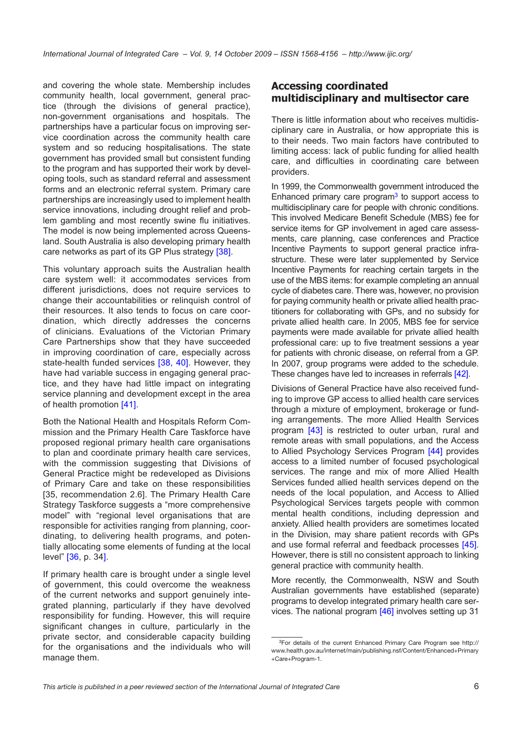and covering the whole state. Membership includes community health, local government, general practice (through the divisions of general practice), non-government organisations and hospitals. The partnerships have a particular focus on improving service coordination across the community health care system and so reducing hospitalisations. The state government has provided small but consistent funding to the program and has supported their work by developing tools, such as standard referral and assessment forms and an electronic referral system. Primary care partnerships are increasingly used to implement health service innovations, including drought relief and problem gambling and most recently swine flu initiatives. The model is now being implemented across Queensland. South Australia is also developing primary health care networks as part of its GP Plus strategy [38].

This voluntary approach suits the Australian health care system well: it accommodates services from different jurisdictions, does not require services to change their accountabilities or relinquish control of their resources. It also tends to focus on care coordination, which directly addresses the concerns of clinicians. Evaluations of the Victorian Primary Care Partnerships show that they have succeeded in improving coordination of care, especially across state-health funded services [38, 40]. However, they have had variable success in engaging general practice, and they have had little impact on integrating service planning and development except in the area of health promotion [41].

Both the National Health and Hospitals Reform Commission and the Primary Health Care Taskforce have proposed regional primary health care organisations to plan and coordinate primary health care services, with the commission suggesting that Divisions of General Practice might be redeveloped as Divisions of Primary Care and take on these responsibilities [35, recommendation 2.6]. The Primary Health Care Strategy Taskforce suggests a "more comprehensive model" with "regional level organisations that are responsible for activities ranging from planning, coordinating, to delivering health programs, and potentially allocating some elements of funding at the local level" [36, p. 34].

If primary health care is brought under a single level of government, this could overcome the weakness of the current networks and support genuinely integrated planning, particularly if they have devolved responsibility for funding. However, this will require significant changes in culture, particularly in the private sector, and considerable capacity building for the organisations and the individuals who will manage them.

## Accessing coordinated multidisciplinary and multisector care

There is little information about who receives multidisciplinary care in Australia, or how appropriate this is to their needs. Two main factors have contributed to limiting access: lack of public funding for allied health care, and difficulties in coordinating care between providers.

In 1999, the Commonwealth government introduced the Enhanced primary care program[3] to support access to multidisciplinary care for people with chronic conditions. This involved Medicare Benefit Schedule (MBS) fee for service items for GP involvement in aged care assessments, care planning, case conferences and Practice Incentive Payments to support general practice infrastructure. These were later supplemented by Service Incentive Payments for reaching certain targets in the use of the MBS items: for example completing an annual cycle of diabetes care. There was, however, no provision for paying community health or private allied health practitioners for collaborating with GPs, and no subsidy for private allied health care. In 2005, MBS fee for service payments were made available for private allied health professional care: up to five treatment sessions a year for patients with chronic disease, on referral from a GP. In 2007, group programs were added to the schedule. These changes have led to increases in referrals [42].

Divisions of General Practice have also received funding to improve GP access to allied health care services through a mixture of employment, brokerage or funding arrangements. The more Allied Health Services program [43] is restricted to outer urban, rural and remote areas with small populations, and the Access to Allied Psychology Services Program [44] provides access to a limited number of focused psychological services. The range and mix of more Allied Health Services funded allied health services depend on the needs of the local population, and Access to Allied Psychological Services targets people with common mental health conditions, including depression and anxiety. Allied health providers are sometimes located in the Division, may share patient records with GPs and use formal referral and feedback processes [45]. However, there is still no consistent approach to linking general practice with community health.

More recently, the Commonwealth, NSW and South Australian governments have established (separate) programs to develop integrated primary health care services. The national program [46] involves setting up 31

[3] For details of the current Enhanced Primary Care Program see http://www.health.gov.au/internet/main/publishing.nsf/Content/Enhanced+Primary+Care+Program-1.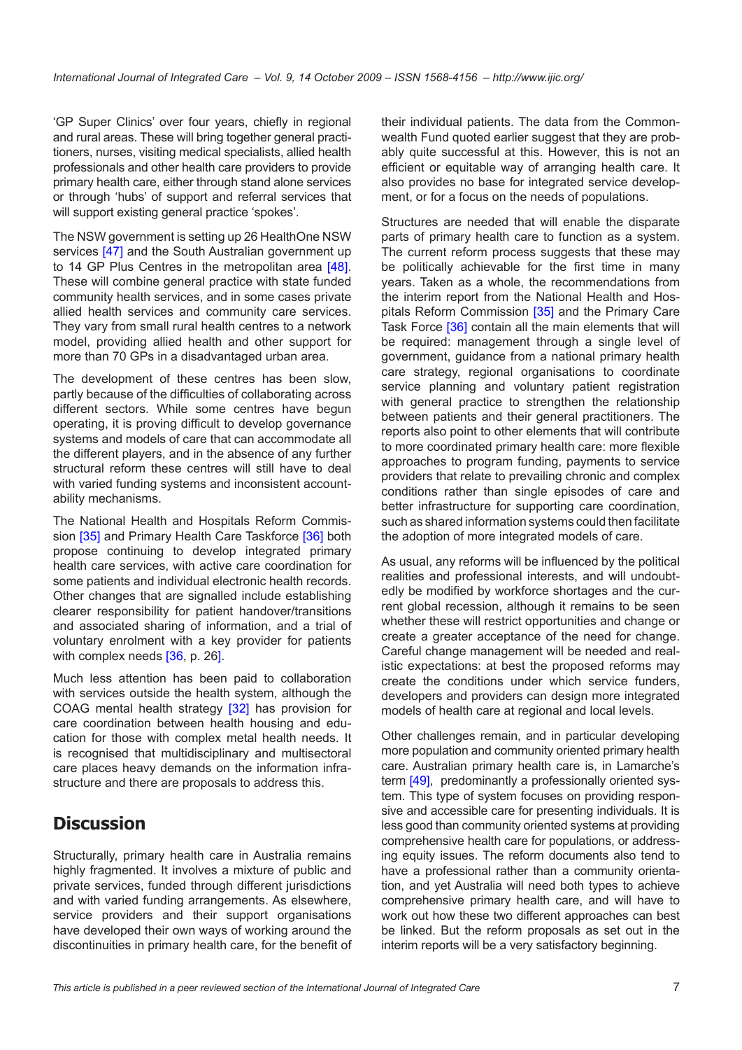'GP Super Clinics' over four years, chiefly in regional and rural areas. These will bring together general practitioners, nurses, visiting medical specialists, allied health professionals and other health care providers to provide primary health care, either through stand alone services or through 'hubs' of support and referral services that will support existing general practice 'spokes'.

The NSW government is setting up 26 HealthOne NSW services [47] and the South Australian government up to 14 GP Plus Centres in the metropolitan area [48]. These will combine general practice with state funded community health services, and in some cases private allied health services and community care services. They vary from small rural health centres to a network model, providing allied health and other support for more than 70 GPs in a disadvantaged urban area.

The development of these centres has been slow, partly because of the difficulties of collaborating across different sectors. While some centres have begun operating, it is proving difficult to develop governance systems and models of care that can accommodate all the different players, and in the absence of any further structural reform these centres will still have to deal with varied funding systems and inconsistent accountability mechanisms.

The National Health and Hospitals Reform Commission [35] and Primary Health Care Taskforce [36] both propose continuing to develop integrated primary health care services, with active care coordination for some patients and individual electronic health records. Other changes that are signalled include establishing clearer responsibility for patient handover/transitions and associated sharing of information, and a trial of voluntary enrolment with a key provider for patients with complex needs [36, p. 26].

Much less attention has been paid to collaboration with services outside the health system, although the COAG mental health strategy [32] has provision for care coordination between health housing and education for those with complex metal health needs. It is recognised that multidisciplinary and multisectoral care places heavy demands on the information infrastructure and there are proposals to address this.

## Discussion

Structurally, primary health care in Australia remains highly fragmented. It involves a mixture of public and private services, funded through different jurisdictions and with varied funding arrangements. As elsewhere, service providers and their support organisations have developed their own ways of working around the discontinuities in primary health care, for the benefit of their individual patients. The data from the Commonwealth Fund quoted earlier suggest that they are probably quite successful at this. However, this is not an efficient or equitable way of arranging health care. It also provides no base for integrated service development, or for a focus on the needs of populations.

Structures are needed that will enable the disparate parts of primary health care to function as a system. The current reform process suggests that these may be politically achievable for the first time in many years. Taken as a whole, the recommendations from the interim report from the National Health and Hospitals Reform Commission [35] and the Primary Care Task Force [36] contain all the main elements that will be required: management through a single level of government, guidance from a national primary health care strategy, regional organisations to coordinate service planning and voluntary patient registration with general practice to strengthen the relationship between patients and their general practitioners. The reports also point to other elements that will contribute to more coordinated primary health care: more flexible approaches to program funding, payments to service providers that relate to prevailing chronic and complex conditions rather than single episodes of care and better infrastructure for supporting care coordination, such as shared information systems could then facilitate the adoption of more integrated models of care.

As usual, any reforms will be influenced by the political realities and professional interests, and will undoubtedly be modified by workforce shortages and the current global recession, although it remains to be seen whether these will restrict opportunities and change or create a greater acceptance of the need for change. Careful change management will be needed and realistic expectations: at best the proposed reforms may create the conditions under which service funders, developers and providers can design more integrated models of health care at regional and local levels.

Other challenges remain, and in particular developing more population and community oriented primary health care. Australian primary health care is, in Lamarche's term [49], predominantly a professionally oriented system. This type of system focuses on providing responsive and accessible care for presenting individuals. It is less good than community oriented systems at providing comprehensive health care for populations, or addressing equity issues. The reform documents also tend to have a professional rather than a community orientation, and yet Australia will need both types to achieve comprehensive primary health care, and will have to work out how these two different approaches can best be linked. But the reform proposals as set out in the interim reports will be a very satisfactory beginning.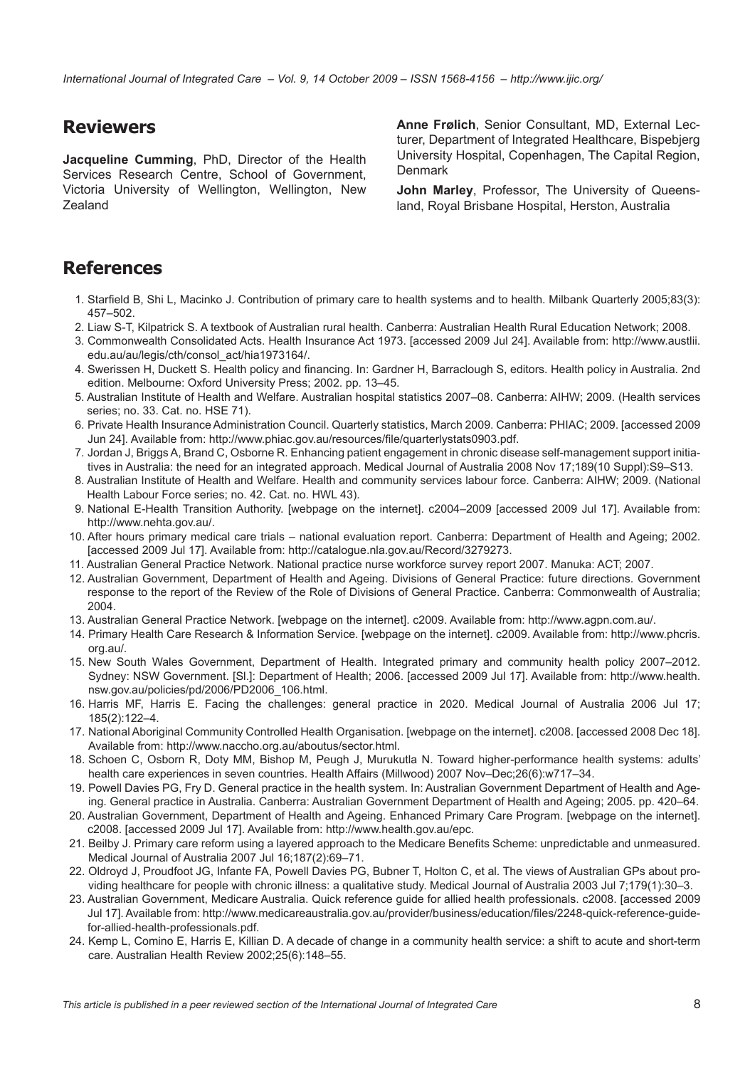## Reviewers

**Jacqueline Cumming**, PhD, Director of the Health Services Research Centre, School of Government, Victoria University of Wellington, Wellington, New Zealand

**Anne Frølich**, Senior Consultant, MD, External Lecturer, Department of Integrated Healthcare, Bispebjerg University Hospital, Copenhagen, The Capital Region, Denmark

**John Marley**, Professor, The University of Queensland, Royal Brisbane Hospital, Herston, Australia

## References

1. Starfield B, Shi L, Macinko J. Contribution of primary care to health systems and to health. Milbank Quarterly 2005;83(3): 457–502.
2. Liaw S-T, Kilpatrick S. A textbook of Australian rural health. Canberra: Australian Health Rural Education Network; 2008.
3. Commonwealth Consolidated Acts. Health Insurance Act 1973. [accessed 2009 Jul 24]. Available from: http://www.austlii.edu.au/au/legis/cth/consol_act/hia1973164/.
4. Swerissen H, Duckett S. Health policy and financing. In: Gardner H, Barraclough S, editors. Health policy in Australia. 2nd edition. Melbourne: Oxford University Press; 2002. pp. 13–45.
5. Australian Institute of Health and Welfare. Australian hospital statistics 2007–08. Canberra: AIHW; 2009. (Health services series; no. 33. Cat. no. HSE 71).
6. Private Health Insurance Administration Council. Quarterly statistics, March 2009. Canberra: PHIAC; 2009. [accessed 2009 Jun 24]. Available from: http://www.phiac.gov.au/resources/file/quarterlystats0903.pdf.
7. Jordan J, Briggs A, Brand C, Osborne R. Enhancing patient engagement in chronic disease self-management support initiatives in Australia: the need for an integrated approach. Medical Journal of Australia 2008 Nov 17;189(10 Suppl):S9–S13.
8. Australian Institute of Health and Welfare. Health and community services labour force. Canberra: AIHW; 2009. (National Health Labour Force series; no. 42. Cat. no. HWL 43).
9. National E-Health Transition Authority. [webpage on the internet]. c2004–2009 [accessed 2009 Jul 17]. Available from: http://www.nehta.gov.au/.
10. After hours primary medical care trials – national evaluation report. Canberra: Department of Health and Ageing; 2002. [accessed 2009 Jul 17]. Available from: http://catalogue.nla.gov.au/Record/3279273.
11. Australian General Practice Network. National practice nurse workforce survey report 2007. Manuka: ACT; 2007.
12. Australian Government, Department of Health and Ageing. Divisions of General Practice: future directions. Government response to the report of the Review of the Role of Divisions of General Practice. Canberra: Commonwealth of Australia; 2004.
13. Australian General Practice Network. [webpage on the internet]. c2009. Available from: http://www.agpn.com.au/.
14. Primary Health Care Research & Information Service. [webpage on the internet]. c2009. Available from: http://www.phcris.org.au/.
15. New South Wales Government, Department of Health. Integrated primary and community health policy 2007–2012. Sydney: NSW Government. [Sl.]: Department of Health; 2006. [accessed 2009 Jul 17]. Available from: http://www.health.nsw.gov.au/policies/pd/2006/PD2006_106.html.
16. Harris MF, Harris E. Facing the challenges: general practice in 2020. Medical Journal of Australia 2006 Jul 17; 185(2):122–4.
17. National Aboriginal Community Controlled Health Organisation. [webpage on the internet]. c2008. [accessed 2008 Dec 18]. Available from: http://www.naccho.org.au/aboutus/sector.html.
18. Schoen C, Osborn R, Doty MM, Bishop M, Peugh J, Murukutla N. Toward higher-performance health systems: adults' health care experiences in seven countries. Health Affairs (Millwood) 2007 Nov–Dec;26(6):w717–34.
19. Powell Davies PG, Fry D. General practice in the health system. In: Australian Government Department of Health and Ageing. General practice in Australia. Canberra: Australian Government Department of Health and Ageing; 2005. pp. 420–64.
20. Australian Government, Department of Health and Ageing. Enhanced Primary Care Program. [webpage on the internet]. c2008. [accessed 2009 Jul 17]. Available from: http://www.health.gov.au/epc.
21. Beilby J. Primary care reform using a layered approach to the Medicare Benefits Scheme: unpredictable and unmeasured. Medical Journal of Australia 2007 Jul 16;187(2):69–71.
22. Oldroyd J, Proudfoot JG, Infante FA, Powell Davies PG, Bubner T, Holton C, et al. The views of Australian GPs about providing healthcare for people with chronic illness: a qualitative study. Medical Journal of Australia 2003 Jul 7;179(1):30–3.
23. Australian Government, Medicare Australia. Quick reference guide for allied health professionals. c2008. [accessed 2009 Jul 17]. Available from: http://www.medicareaustralia.gov.au/provider/business/education/files/2248-quick-reference-guide-for-allied-health-professionals.pdf.
24. Kemp L, Comino E, Harris E, Killian D. A decade of change in a community health service: a shift to acute and short-term care. Australian Health Review 2002;25(6):148–55.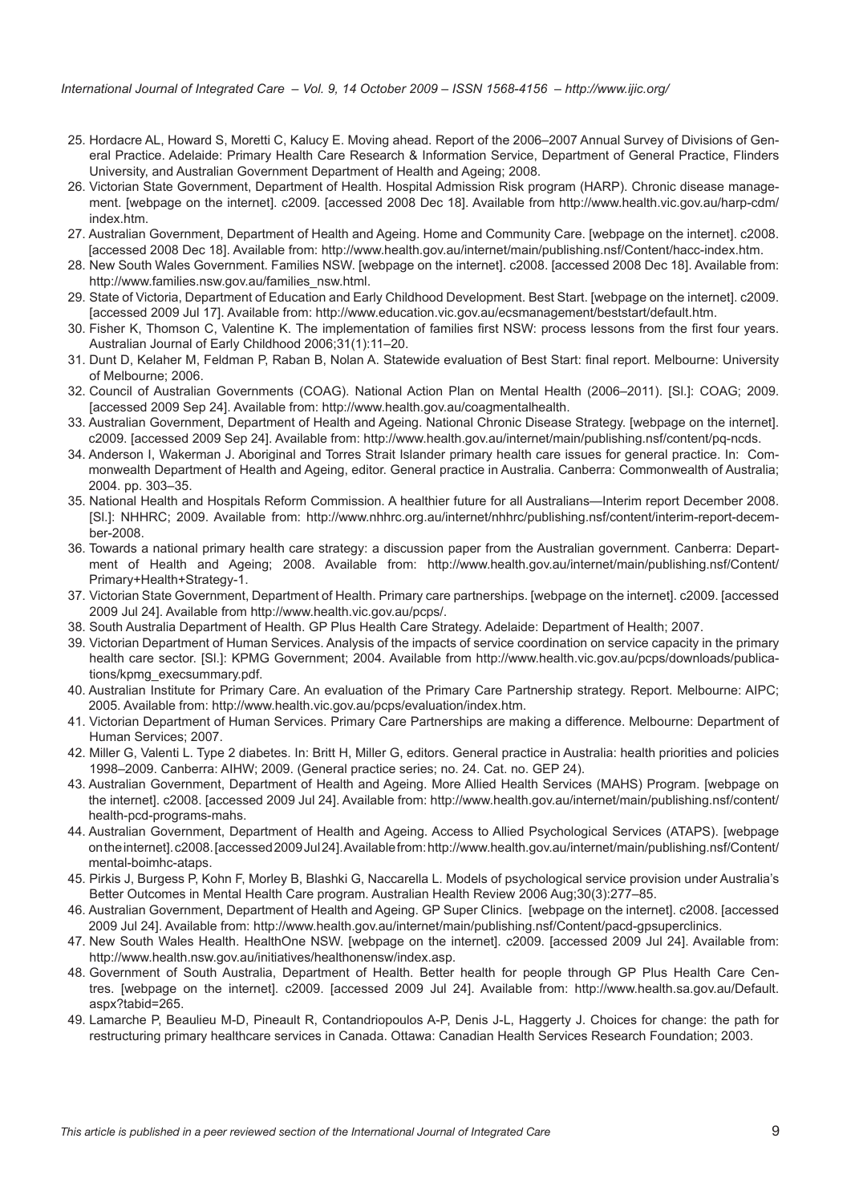25. Hordacre AL, Howard S, Moretti C, Kalucy E. Moving ahead. Report of the 2006–2007 Annual Survey of Divisions of General Practice. Adelaide: Primary Health Care Research & Information Service, Department of General Practice, Flinders University, and Australian Government Department of Health and Ageing; 2008.
26. Victorian State Government, Department of Health. Hospital Admission Risk program (HARP). Chronic disease management. [webpage on the internet]. c2009. [accessed 2008 Dec 18]. Available from http://www.health.vic.gov.au/harp-cdm/index.htm.
27. Australian Government, Department of Health and Ageing. Home and Community Care. [webpage on the internet]. c2008. [accessed 2008 Dec 18]. Available from: http://www.health.gov.au/internet/main/publishing.nsf/Content/hacc-index.htm.
28. New South Wales Government. Families NSW. [webpage on the internet]. c2008. [accessed 2008 Dec 18]. Available from: http://www.families.nsw.gov.au/families_nsw.html.
29. State of Victoria, Department of Education and Early Childhood Development. Best Start. [webpage on the internet]. c2009. [accessed 2009 Jul 17]. Available from: http://www.education.vic.gov.au/ecsmanagement/beststart/default.htm.
30. Fisher K, Thomson C, Valentine K. The implementation of families first NSW: process lessons from the first four years. Australian Journal of Early Childhood 2006;31(1):11–20.
31. Dunt D, Kelaher M, Feldman P, Raban B, Nolan A. Statewide evaluation of Best Start: final report. Melbourne: University of Melbourne; 2006.
32. Council of Australian Governments (COAG). National Action Plan on Mental Health (2006–2011). [Sl.]: COAG; 2009. [accessed 2009 Sep 24]. Available from: http://www.health.gov.au/coagmentalhealth.
33. Australian Government, Department of Health and Ageing. National Chronic Disease Strategy. [webpage on the internet]. c2009. [accessed 2009 Sep 24]. Available from: http://www.health.gov.au/internet/main/publishing.nsf/content/pq-ncds.
34. Anderson I, Wakerman J. Aboriginal and Torres Strait Islander primary health care issues for general practice. In: Commonwealth Department of Health and Ageing, editor. General practice in Australia. Canberra: Commonwealth of Australia; 2004. pp. 303–35.
35. National Health and Hospitals Reform Commission. A healthier future for all Australians—Interim report December 2008. [Sl.]: NHHRC; 2009. Available from: http://www.nhhrc.org.au/internet/nhhrc/publishing.nsf/content/interim-report-december-2008.
36. Towards a national primary health care strategy: a discussion paper from the Australian government. Canberra: Department of Health and Ageing; 2008. Available from: http://www.health.gov.au/internet/main/publishing.nsf/Content/Primary+Health+Strategy-1.
37. Victorian State Government, Department of Health. Primary care partnerships. [webpage on the internet]. c2009. [accessed 2009 Jul 24]. Available from http://www.health.vic.gov.au/pcps/.
38. South Australia Department of Health. GP Plus Health Care Strategy. Adelaide: Department of Health; 2007.
39. Victorian Department of Human Services. Analysis of the impacts of service coordination on service capacity in the primary health care sector. [Sl.]: KPMG Government; 2004. Available from http://www.health.vic.gov.au/pcps/downloads/publications/kpmg_execsummary.pdf.
40. Australian Institute for Primary Care. An evaluation of the Primary Care Partnership strategy. Report. Melbourne: AIPC; 2005. Available from: http://www.health.vic.gov.au/pcps/evaluation/index.htm.
41. Victorian Department of Human Services. Primary Care Partnerships are making a difference. Melbourne: Department of Human Services; 2007.
42. Miller G, Valenti L. Type 2 diabetes. In: Britt H, Miller G, editors. General practice in Australia: health priorities and policies 1998–2009. Canberra: AIHW; 2009. (General practice series; no. 24. Cat. no. GEP 24).
43. Australian Government, Department of Health and Ageing. More Allied Health Services (MAHS) Program. [webpage on the internet]. c2008. [accessed 2009 Jul 24]. Available from: http://www.health.gov.au/internet/main/publishing.nsf/content/health-pcd-programs-mahs.
44. Australian Government, Department of Health and Ageing. Access to Allied Psychological Services (ATAPS). [webpage on the internet]. c2008. [accessed 2009 Jul 24]. Available from: http://www.health.gov.au/internet/main/publishing.nsf/Content/mental-boimhc-ataps.
45. Pirkis J, Burgess P, Kohn F, Morley B, Blashki G, Naccarella L. Models of psychological service provision under Australia's Better Outcomes in Mental Health Care program. Australian Health Review 2006 Aug;30(3):277–85.
46. Australian Government, Department of Health and Ageing. GP Super Clinics. [webpage on the internet]. c2008. [accessed 2009 Jul 24]. Available from: http://www.health.gov.au/internet/main/publishing.nsf/Content/pacd-gpsuperclinics.
47. New South Wales Health. HealthOne NSW. [webpage on the internet]. c2009. [accessed 2009 Jul 24]. Available from: http://www.health.nsw.gov.au/initiatives/healthonensw/index.asp.
48. Government of South Australia, Department of Health. Better health for people through GP Plus Health Care Centres. [webpage on the internet]. c2009. [accessed 2009 Jul 24]. Available from: http://www.health.sa.gov.au/Default.aspx?tabid=265.
49. Lamarche P, Beaulieu M-D, Pineault R, Contandriopoulos A-P, Denis J-L, Haggerty J. Choices for change: the path for restructuring primary healthcare services in Canada. Ottawa: Canadian Health Services Research Foundation; 2003.

*This article is published in a peer reviewed section of the International Journal of Integrated Care*